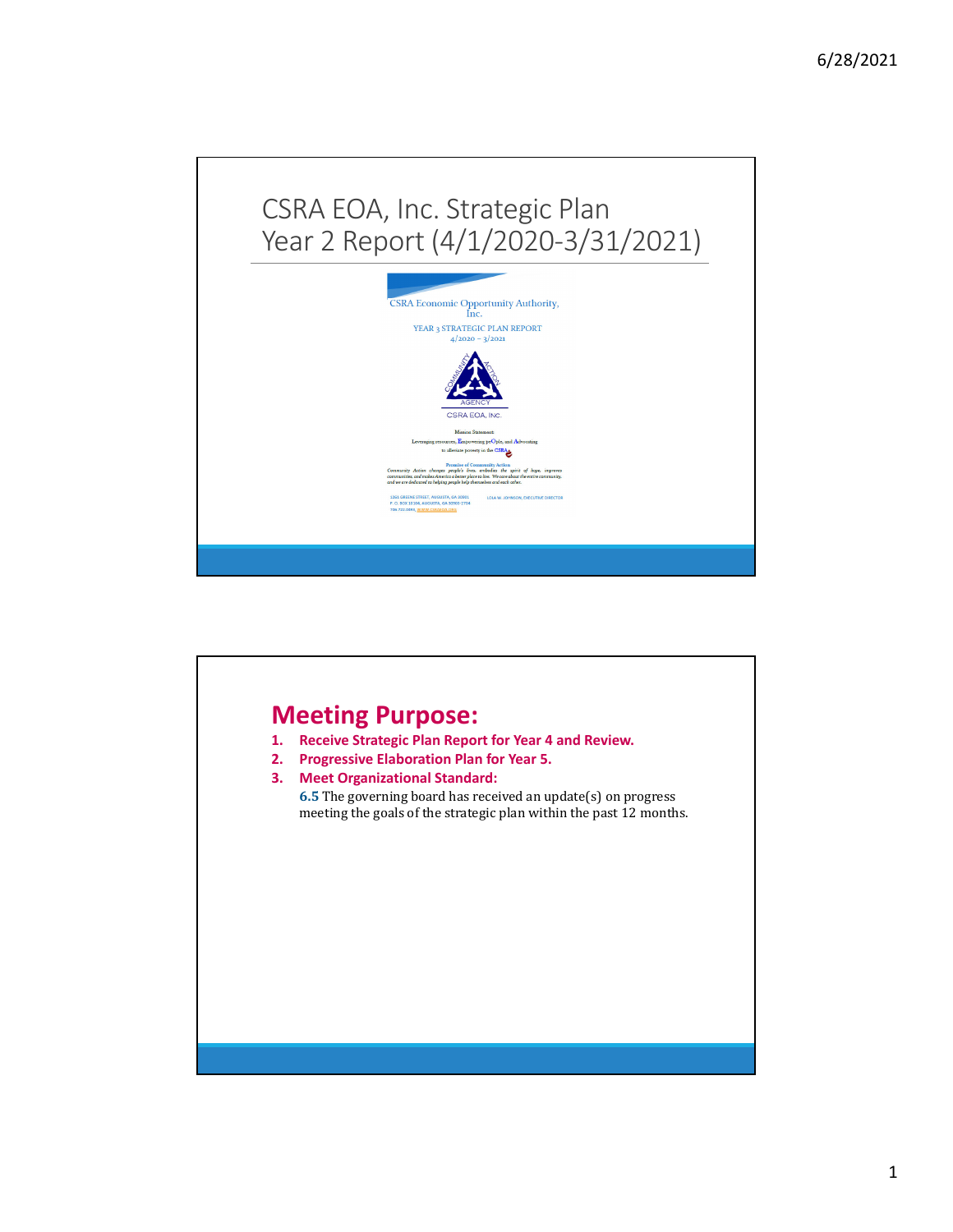# CSRA EOA, Inc. Strategic Plan Year 2 Report (4/1/2020-3/31/2021)

CSRA Economic Opportunity Authority, Inc.

YEAR 3 STRATEGIC PLAN REPORT
4/2020 – 3/2021

CSRA EOA, INC.

Mission Statement
Leveraging resources, Empowering peOple, and Advocating to alleviate poverty in the CSRA

Promise of Community Action
*Community Action changes people's lives, embodies the spirit of hope, improves communities, and makes America a better place to live. We care about the entire community, and we are dedicated to helping people help themselves and each other.*

1261 GREENE STREET, AUGUSTA, GA 30901
P. O. BOX 10104, AUGUSTA, GA 30903-2704
706 722 0493, WWW.CSRAEOA.ORG

LOLA W. JOHNSON, EXECUTIVE DIRECTOR

---

## Meeting Purpose:

1. **Receive Strategic Plan Report for Year 4 and Review.**
2. **Progressive Elaboration Plan for Year 5.**
3. **Meet Organizational Standard:**
   **6.5** The governing board has received an update(s) on progress meeting the goals of the strategic plan within the past 12 months.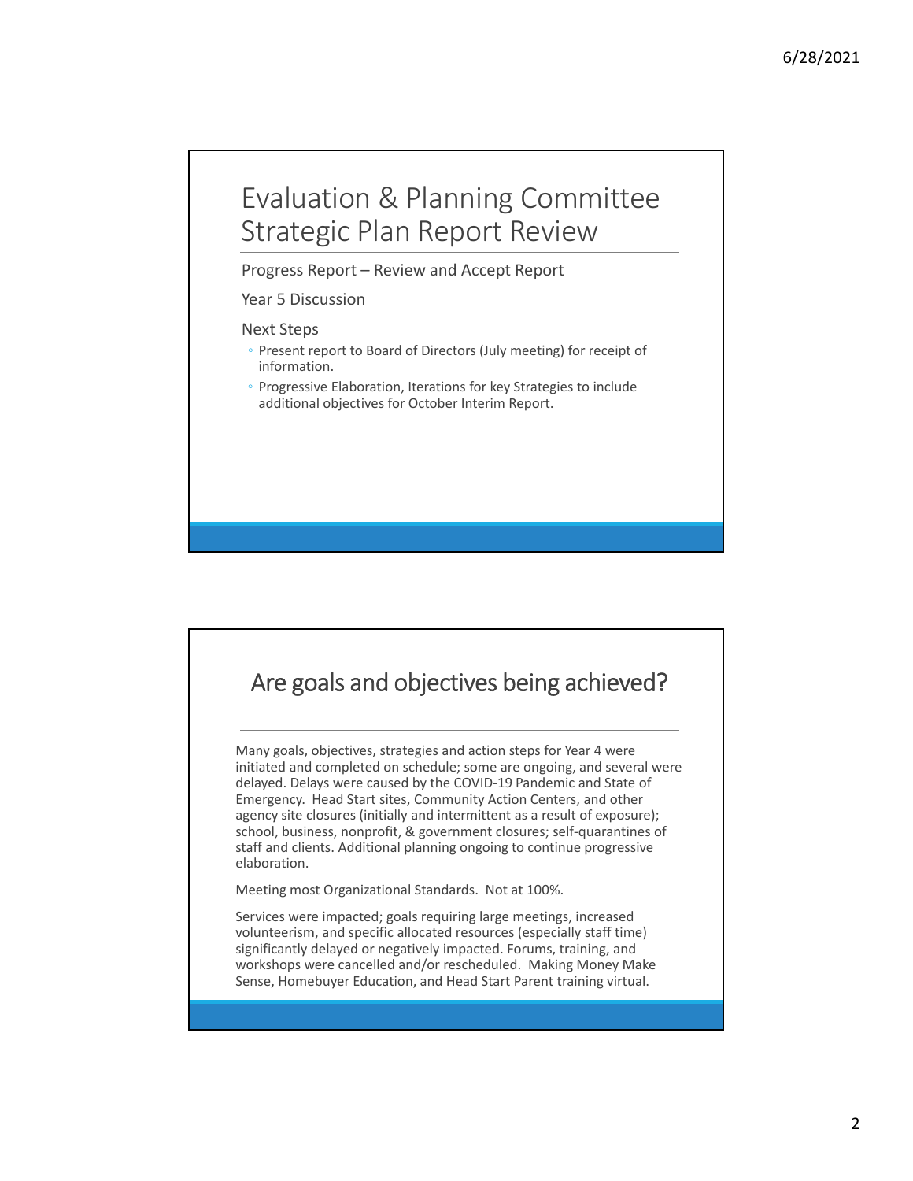## Evaluation & Planning Committee Strategic Plan Report Review

Progress Report – Review and Accept Report

Year 5 Discussion

Next Steps

- Present report to Board of Directors (July meeting) for receipt of information.
- Progressive Elaboration, Iterations for key Strategies to include additional objectives for October Interim Report.

## Are goals and objectives being achieved?

Many goals, objectives, strategies and action steps for Year 4 were initiated and completed on schedule; some are ongoing, and several were delayed. Delays were caused by the COVID-19 Pandemic and State of Emergency. Head Start sites, Community Action Centers, and other agency site closures (initially and intermittent as a result of exposure); school, business, nonprofit, & government closures; self-quarantines of staff and clients. Additional planning ongoing to continue progressive elaboration.

Meeting most Organizational Standards. Not at 100%.

Services were impacted; goals requiring large meetings, increased volunteerism, and specific allocated resources (especially staff time) significantly delayed or negatively impacted. Forums, training, and workshops were cancelled and/or rescheduled. Making Money Make Sense, Homebuyer Education, and Head Start Parent training virtual.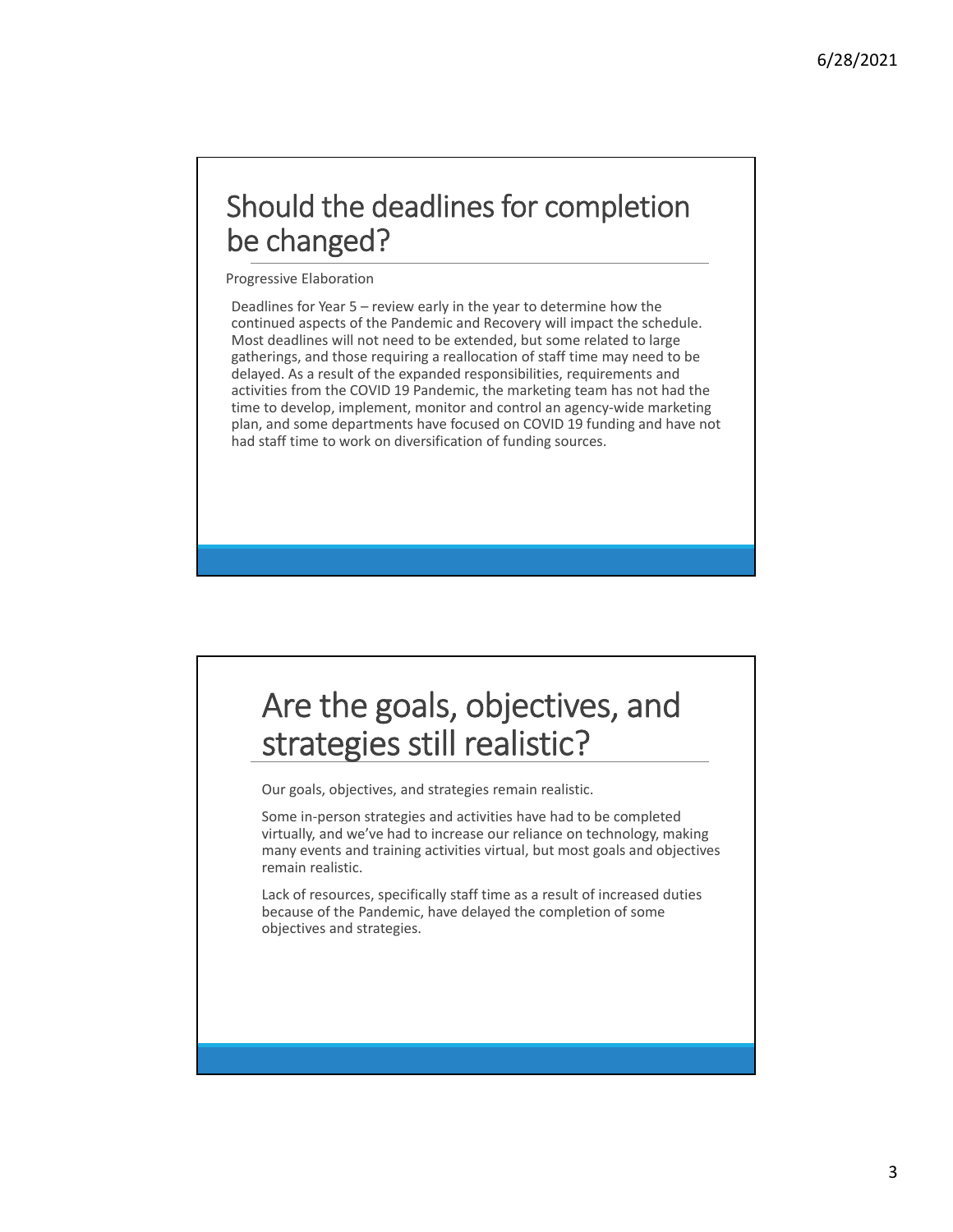## Should the deadlines for completion be changed?

Progressive Elaboration

Deadlines for Year 5 – review early in the year to determine how the continued aspects of the Pandemic and Recovery will impact the schedule. Most deadlines will not need to be extended, but some related to large gatherings, and those requiring a reallocation of staff time may need to be delayed. As a result of the expanded responsibilities, requirements and activities from the COVID 19 Pandemic, the marketing team has not had the time to develop, implement, monitor and control an agency-wide marketing plan, and some departments have focused on COVID 19 funding and have not had staff time to work on diversification of funding sources.

## Are the goals, objectives, and strategies still realistic?

Our goals, objectives, and strategies remain realistic.

Some in-person strategies and activities have had to be completed virtually, and we've had to increase our reliance on technology, making many events and training activities virtual, but most goals and objectives remain realistic.

Lack of resources, specifically staff time as a result of increased duties because of the Pandemic, have delayed the completion of some objectives and strategies.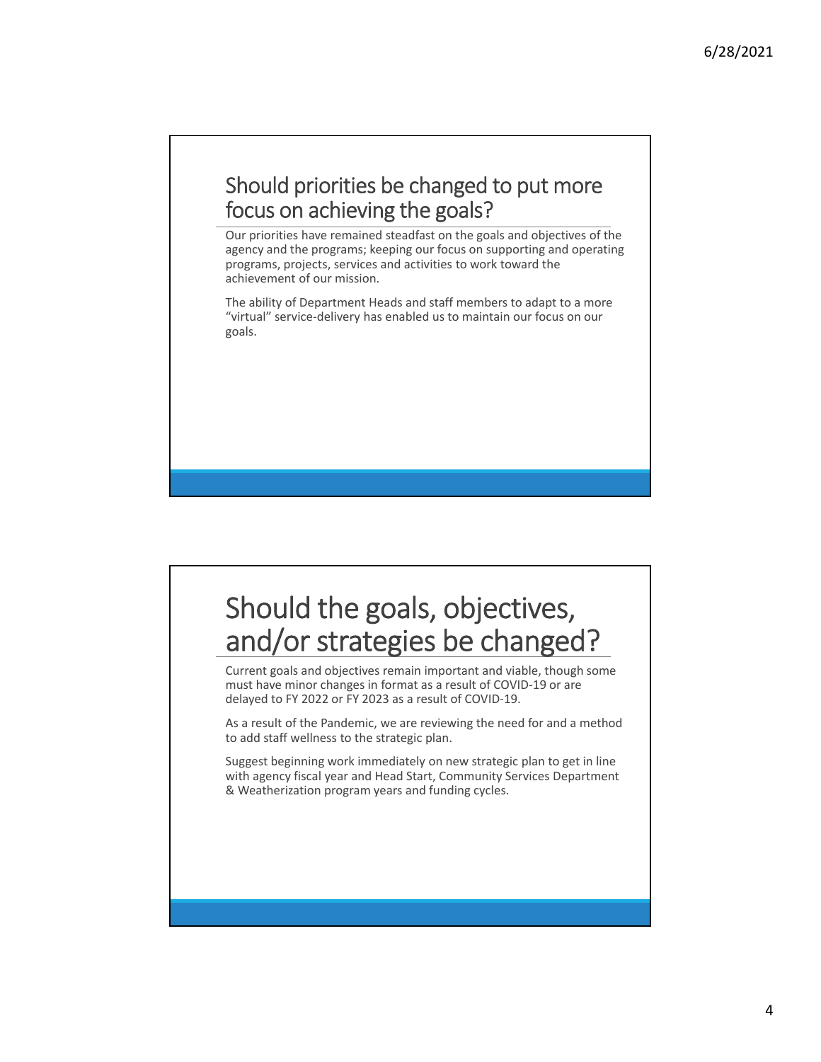## Should priorities be changed to put more focus on achieving the goals?

Our priorities have remained steadfast on the goals and objectives of the agency and the programs; keeping our focus on supporting and operating programs, projects, services and activities to work toward the achievement of our mission.

The ability of Department Heads and staff members to adapt to a more "virtual" service-delivery has enabled us to maintain our focus on our goals.

## Should the goals, objectives, and/or strategies be changed?

Current goals and objectives remain important and viable, though some must have minor changes in format as a result of COVID-19 or are delayed to FY 2022 or FY 2023 as a result of COVID-19.

As a result of the Pandemic, we are reviewing the need for and a method to add staff wellness to the strategic plan.

Suggest beginning work immediately on new strategic plan to get in line with agency fiscal year and Head Start, Community Services Department & Weatherization program years and funding cycles.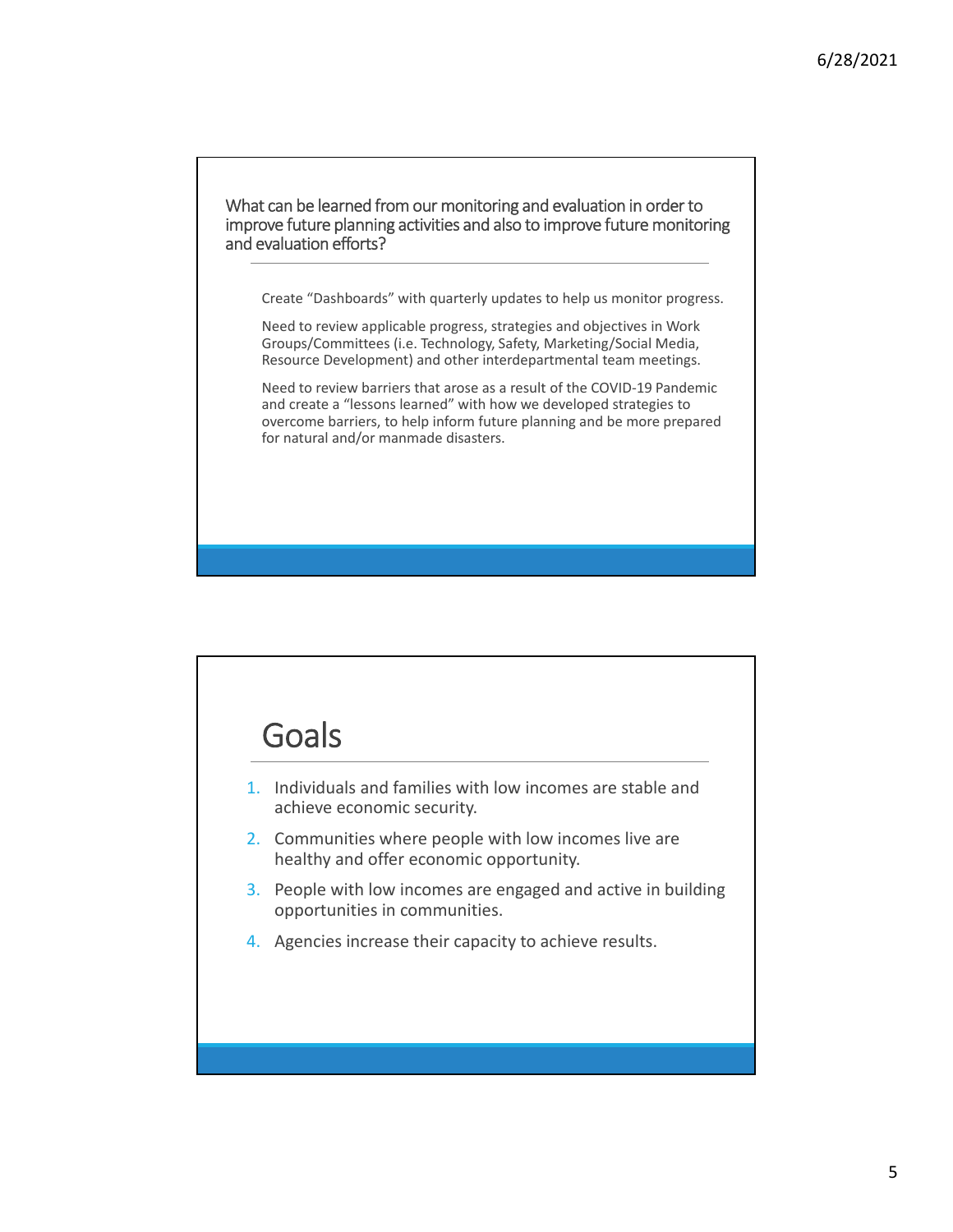What can be learned from our monitoring and evaluation in order to improve future planning activities and also to improve future monitoring and evaluation efforts?

Create "Dashboards" with quarterly updates to help us monitor progress.

Need to review applicable progress, strategies and objectives in Work Groups/Committees (i.e. Technology, Safety, Marketing/Social Media, Resource Development) and other interdepartmental team meetings.

Need to review barriers that arose as a result of the COVID-19 Pandemic and create a "lessons learned" with how we developed strategies to overcome barriers, to help inform future planning and be more prepared for natural and/or manmade disasters.

# Goals

1. Individuals and families with low incomes are stable and achieve economic security.
2. Communities where people with low incomes live are healthy and offer economic opportunity.
3. People with low incomes are engaged and active in building opportunities in communities.
4. Agencies increase their capacity to achieve results.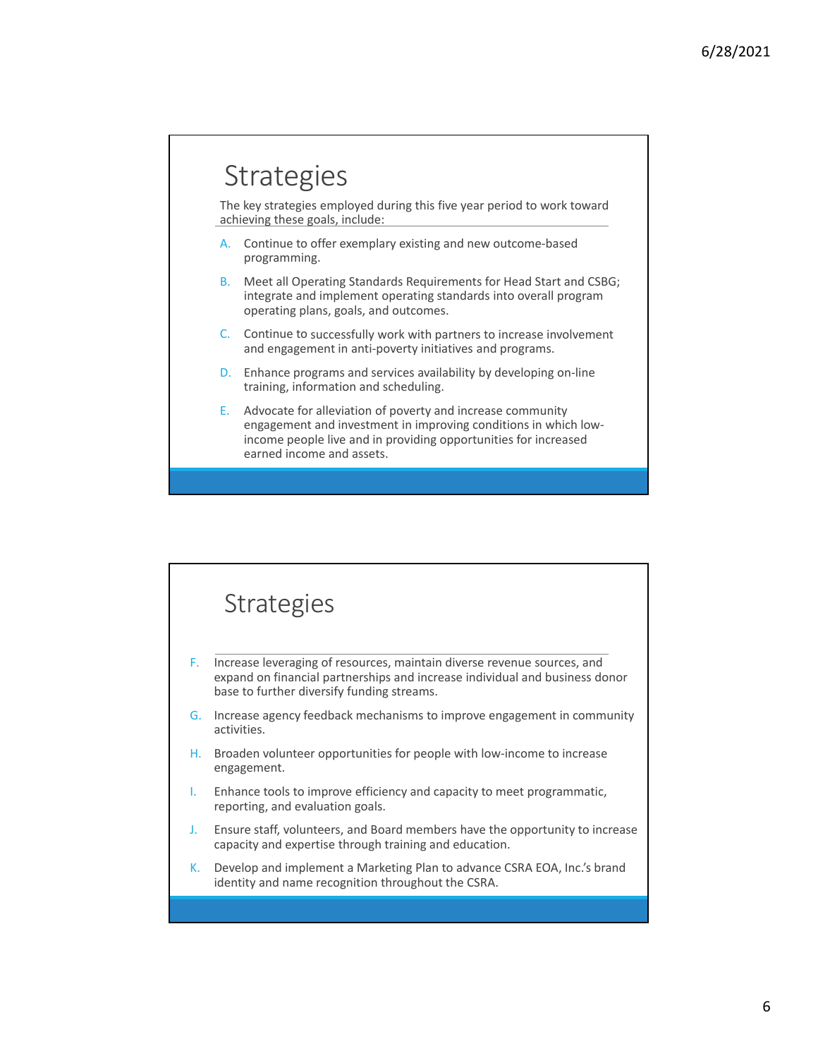## Strategies

The key strategies employed during this five year period to work toward achieving these goals, include:

A. Continue to offer exemplary existing and new outcome-based programming.

B. Meet all Operating Standards Requirements for Head Start and CSBG; integrate and implement operating standards into overall program operating plans, goals, and outcomes.

C. Continue to successfully work with partners to increase involvement and engagement in anti-poverty initiatives and programs.

D. Enhance programs and services availability by developing on-line training, information and scheduling.

E. Advocate for alleviation of poverty and increase community engagement and investment in improving conditions in which low-income people live and in providing opportunities for increased earned income and assets.

## Strategies

F. Increase leveraging of resources, maintain diverse revenue sources, and expand on financial partnerships and increase individual and business donor base to further diversify funding streams.

G. Increase agency feedback mechanisms to improve engagement in community activities.

H. Broaden volunteer opportunities for people with low-income to increase engagement.

I. Enhance tools to improve efficiency and capacity to meet programmatic, reporting, and evaluation goals.

J. Ensure staff, volunteers, and Board members have the opportunity to increase capacity and expertise through training and education.

K. Develop and implement a Marketing Plan to advance CSRA EOA, Inc.'s brand identity and name recognition throughout the CSRA.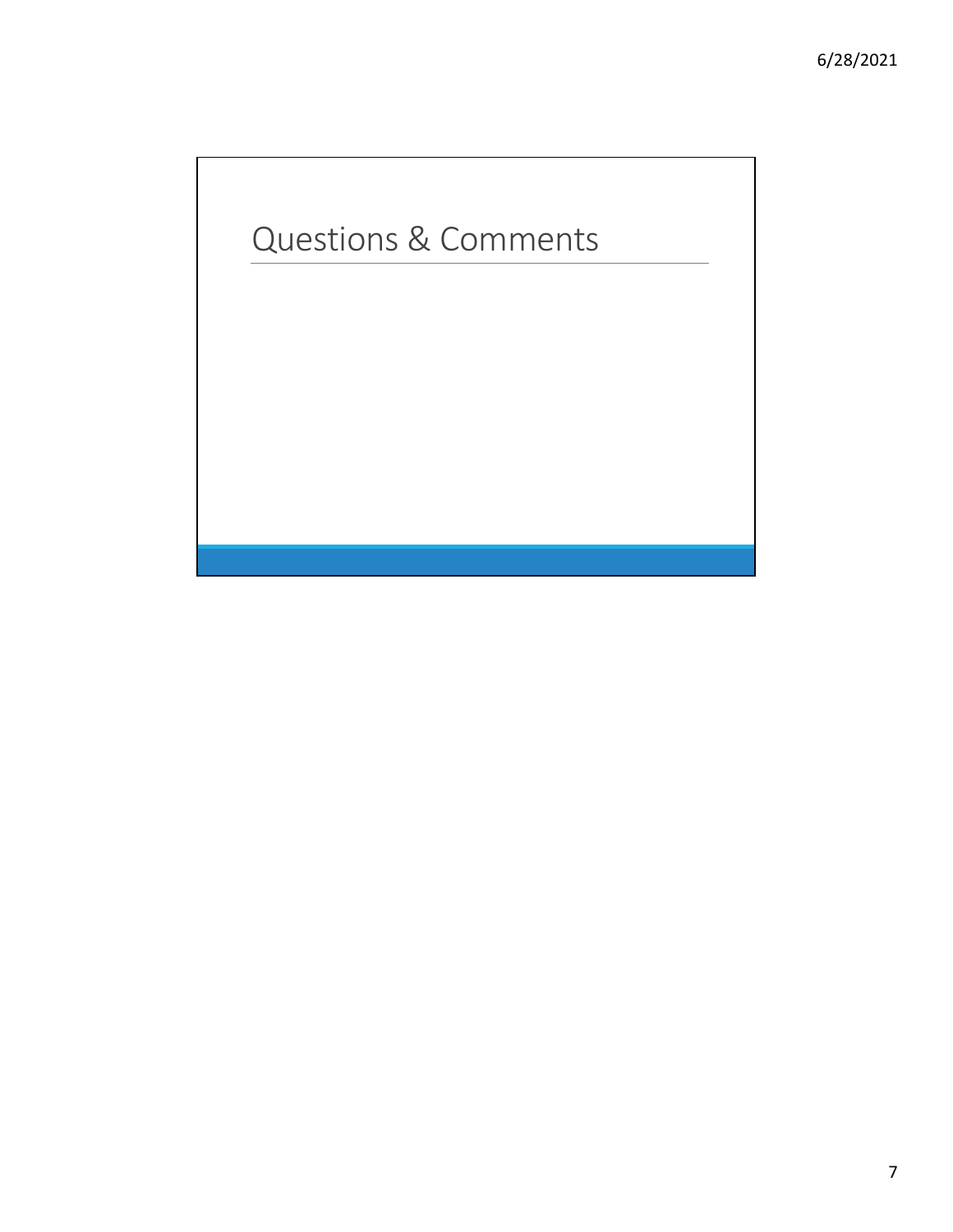# Questions & Comments